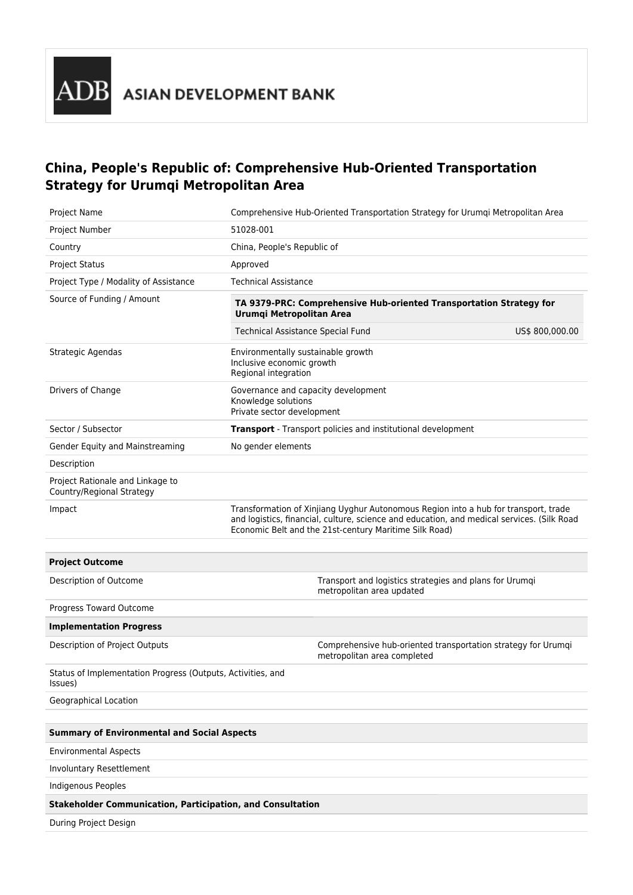ADB ASIAN DEVELOPMENT BANK

# China, People's Republic of: Comprehensive Hub-Oriented Transportation Strategy for Urumqi Metropolitan Area

| | |
|---|---|
| Project Name | Comprehensive Hub-Oriented Transportation Strategy for Urumqi Metropolitan Area |
| Project Number | 51028-001 |
| Country | China, People's Republic of |
| Project Status | Approved |
| Project Type / Modality of Assistance | Technical Assistance |
| Source of Funding / Amount | **TA 9379-PRC: Comprehensive Hub-oriented Transportation Strategy for Urumqi Metropolitan Area**<br>Technical Assistance Special Fund — US$ 800,000.00 |
| Strategic Agendas | Environmentally sustainable growth<br>Inclusive economic growth<br>Regional integration |
| Drivers of Change | Governance and capacity development<br>Knowledge solutions<br>Private sector development |
| Sector / Subsector | **Transport** - Transport policies and institutional development |
| Gender Equity and Mainstreaming | No gender elements |
| Description | |
| Project Rationale and Linkage to Country/Regional Strategy | |
| Impact | Transformation of Xinjiang Uyghur Autonomous Region into a hub for transport, trade and logistics, financial, culture, science and education, and medical services. (Silk Road Economic Belt and the 21st-century Maritime Silk Road) |

| **Project Outcome** | |
|---|---|
| Description of Outcome | Transport and logistics strategies and plans for Urumqi metropolitan area updated |
| Progress Toward Outcome | |
| **Implementation Progress** | |
| Description of Project Outputs | Comprehensive hub-oriented transportation strategy for Urumqi metropolitan area completed |
| Status of Implementation Progress (Outputs, Activities, and Issues) | |
| Geographical Location | |

| **Summary of Environmental and Social Aspects** |
|---|
| Environmental Aspects |
| Involuntary Resettlement |
| Indigenous Peoples |
| **Stakeholder Communication, Participation, and Consultation** |
| During Project Design |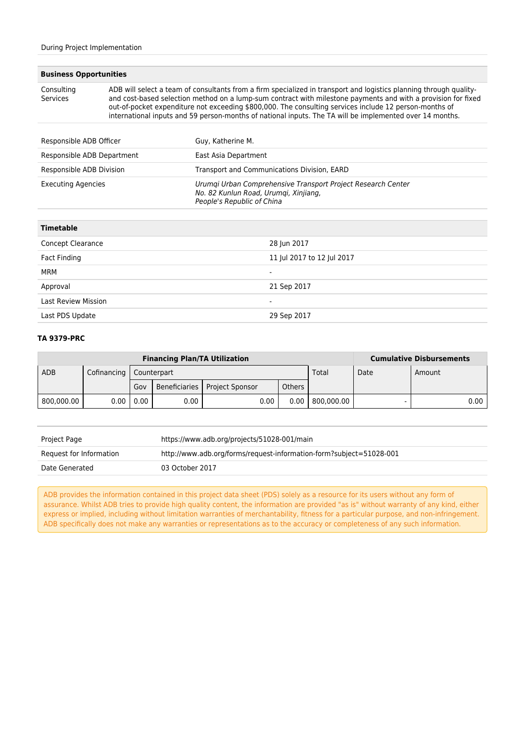During Project Implementation

| **Business Opportunities** | |
|---|---|
| Consulting Services | ADB will select a team of consultants from a firm specialized in transport and logistics planning through quality- and cost-based selection method on a lump-sum contract with milestone payments and with a provision for fixed out-of-pocket expenditure not exceeding $800,000. The consulting services include 12 person-months of international inputs and 59 person-months of national inputs. The TA will be implemented over 14 months. |

| | |
|---|---|
| Responsible ADB Officer | Guy, Katherine M. |
| Responsible ADB Department | East Asia Department |
| Responsible ADB Division | Transport and Communications Division, EARD |
| Executing Agencies | *Urumqi Urban Comprehensive Transport Project Research Center No. 82 Kunlun Road, Urumqi, Xinjiang, People's Republic of China* |

| **Timetable** | |
|---|---|
| Concept Clearance | 28 Jun 2017 |
| Fact Finding | 11 Jul 2017 to 12 Jul 2017 |
| MRM | - |
| Approval | 21 Sep 2017 |
| Last Review Mission | - |
| Last PDS Update | 29 Sep 2017 |

**TA 9379-PRC**

| Financing Plan/TA Utilization | | | | | | | | Cumulative Disbursements | |
|---|---|---|---|---|---|---|---|---|---|
| ADB | Cofinancing | Counterpart | | | | | Total | Date | Amount |
| | | Gov | Beneficiaries | Project Sponsor | Others | | | | |
| 800,000.00 | 0.00 | 0.00 | 0.00 | 0.00 | 0.00 | | 800,000.00 | - | 0.00 |

| | |
|---|---|
| Project Page | https://www.adb.org/projects/51028-001/main |
| Request for Information | http://www.adb.org/forms/request-information-form?subject=51028-001 |
| Date Generated | 03 October 2017 |

ADB provides the information contained in this project data sheet (PDS) solely as a resource for its users without any form of assurance. Whilst ADB tries to provide high quality content, the information are provided "as is" without warranty of any kind, either express or implied, including without limitation warranties of merchantability, fitness for a particular purpose, and non-infringement. ADB specifically does not make any warranties or representations as to the accuracy or completeness of any such information.